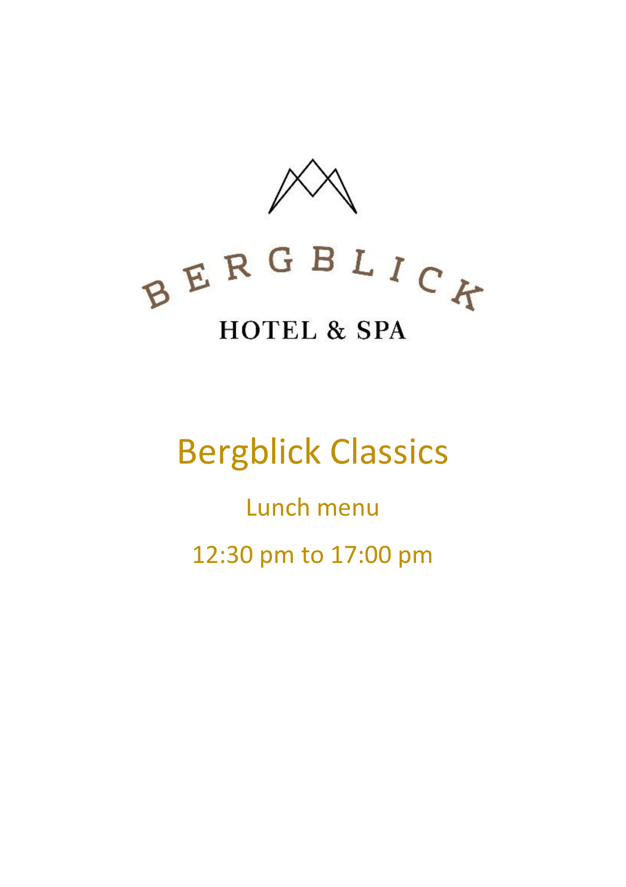BERGBLICK

HOTEL & SPA

# Bergblick Classics

## Lunch menu

12:30 pm to 17:00 pm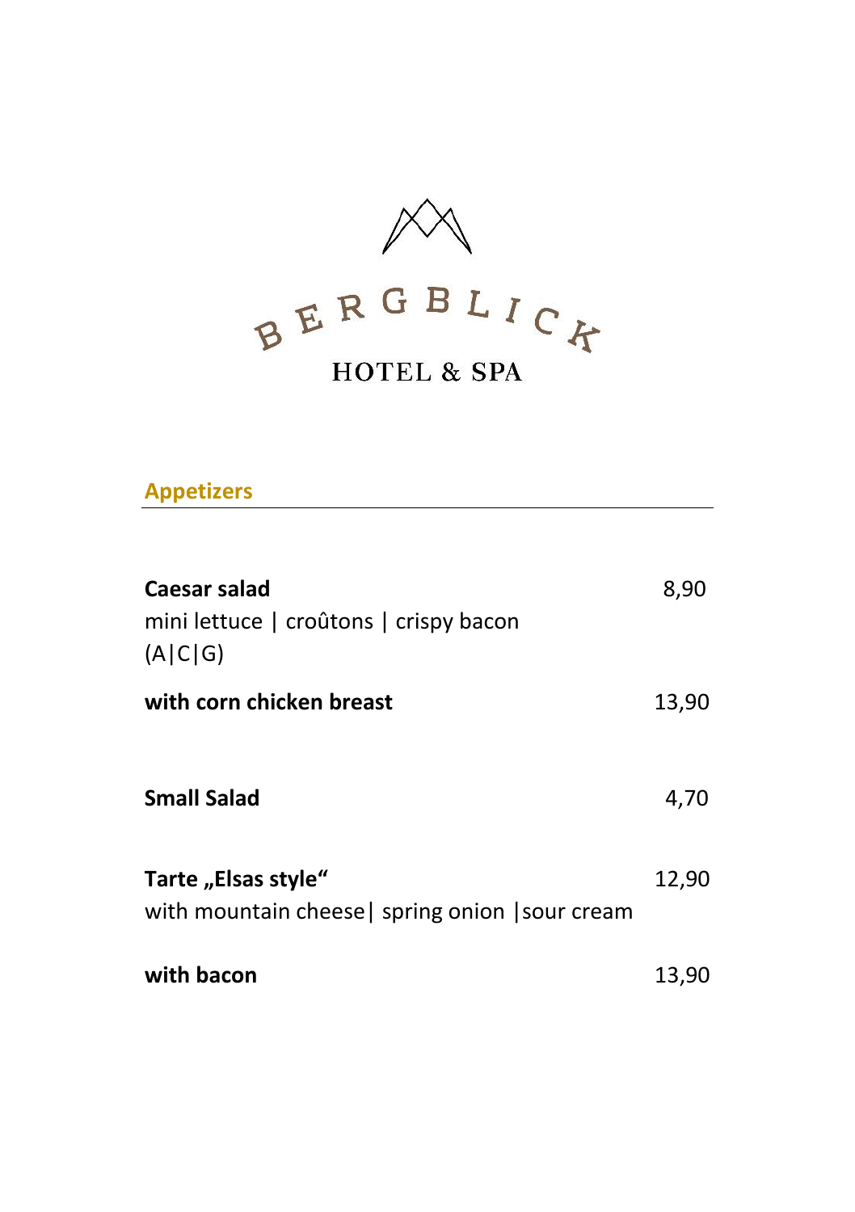BERGBLICK

HOTEL & SPA

## Appetizers

**Caesar salad** 8,90
mini lettuce | croûtons | crispy bacon
(A|C|G)

**with corn chicken breast** 13,90

**Small Salad** 4,70

**Tarte „Elsas style“** 12,90
with mountain cheese| spring onion |sour cream

**with bacon** 13,90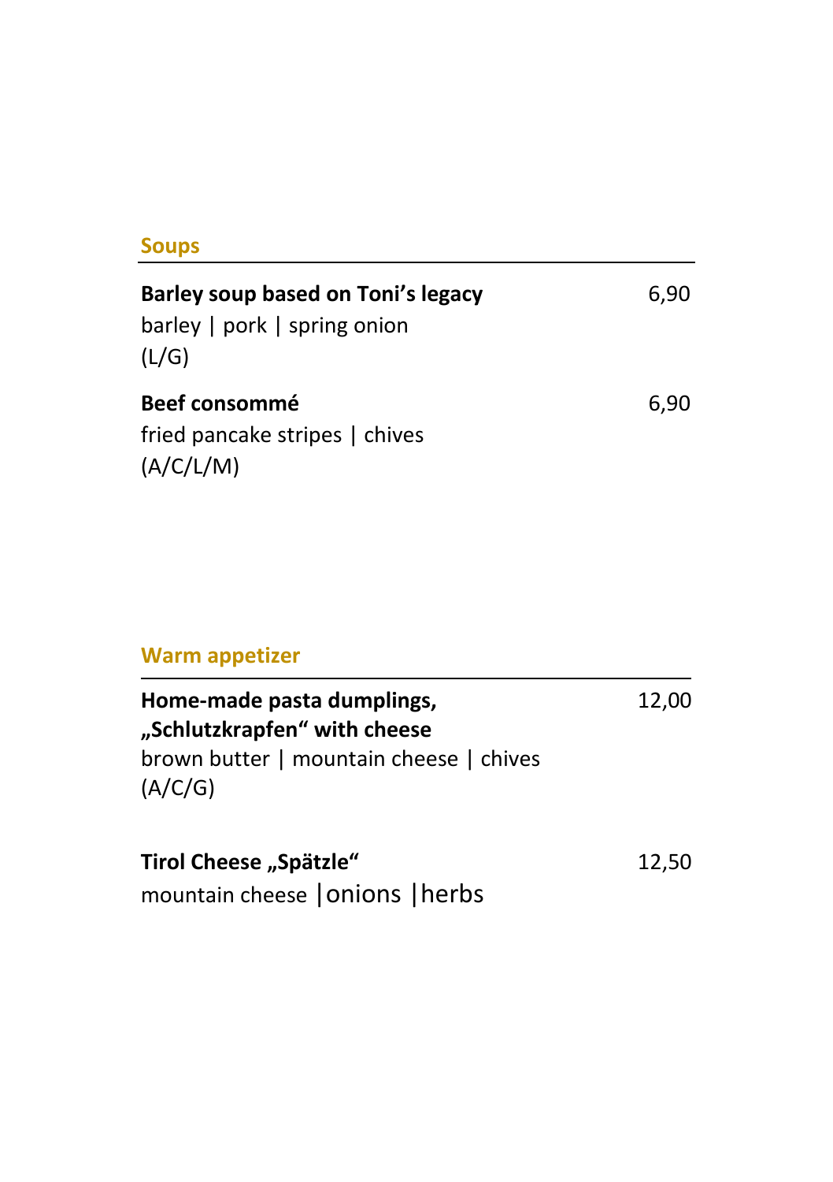## Soups

**Barley soup based on Toni's legacy** 6,90
barley | pork | spring onion
(L/G)

**Beef consommé** 6,90
fried pancake stripes | chives
(A/C/L/M)

## Warm appetizer

**Home-made pasta dumplings,**
**„Schlutzkrapfen" with cheese** 12,00
brown butter | mountain cheese | chives
(A/C/G)

**Tirol Cheese „Spätzle"** 12,50
mountain cheese |onions |herbs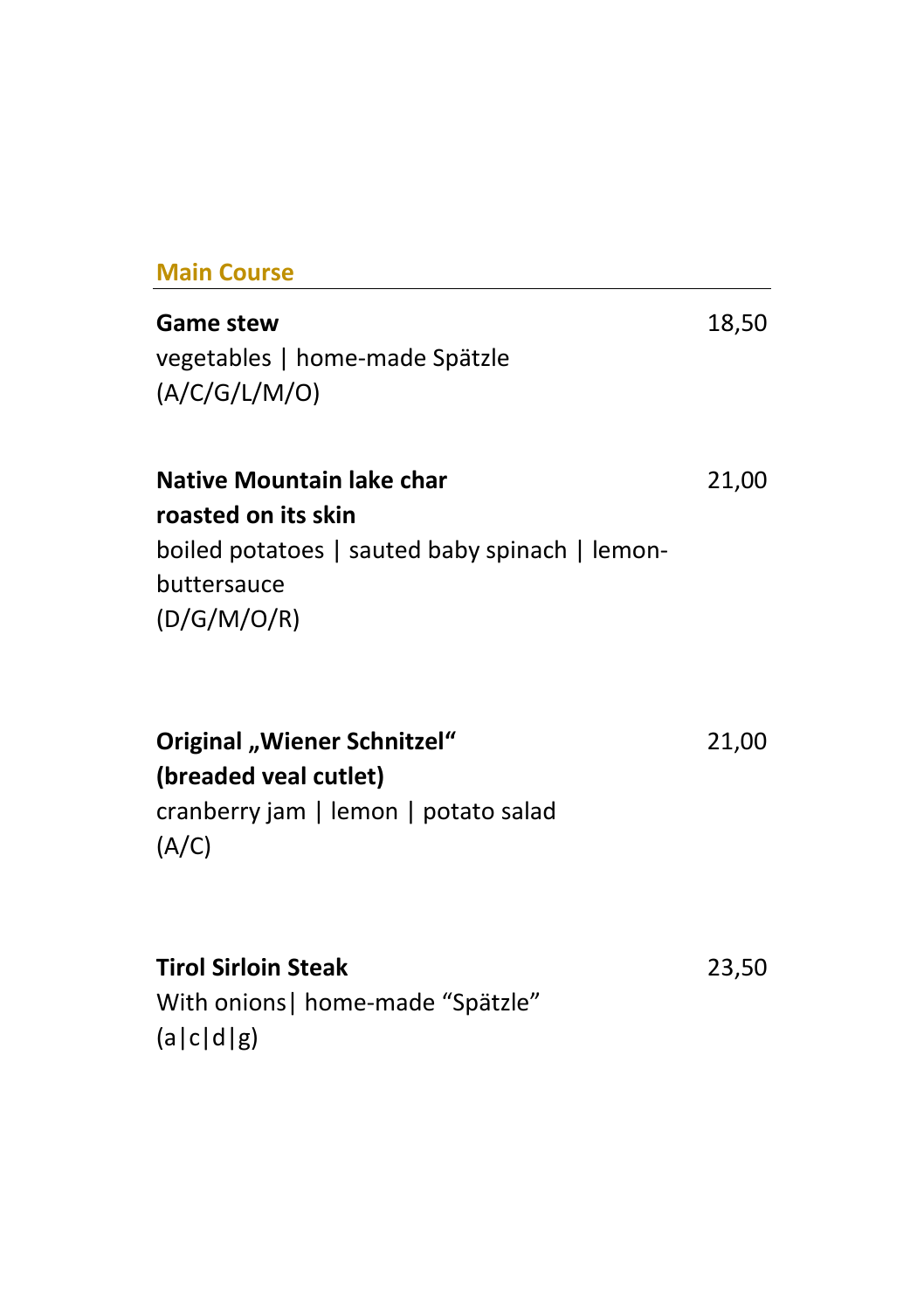## Main Course

**Game stew** 18,50
vegetables | home-made Spätzle
(A/C/G/L/M/O)

**Native Mountain lake char**
**roasted on its skin** 21,00
boiled potatoes | sauted baby spinach | lemon-buttersauce
(D/G/M/O/R)

**Original „Wiener Schnitzel“**
**(breaded veal cutlet)** 21,00
cranberry jam | lemon | potato salad
(A/C)

**Tirol Sirloin Steak** 23,50
With onions| home-made “Spätzle”
(a|c|d|g)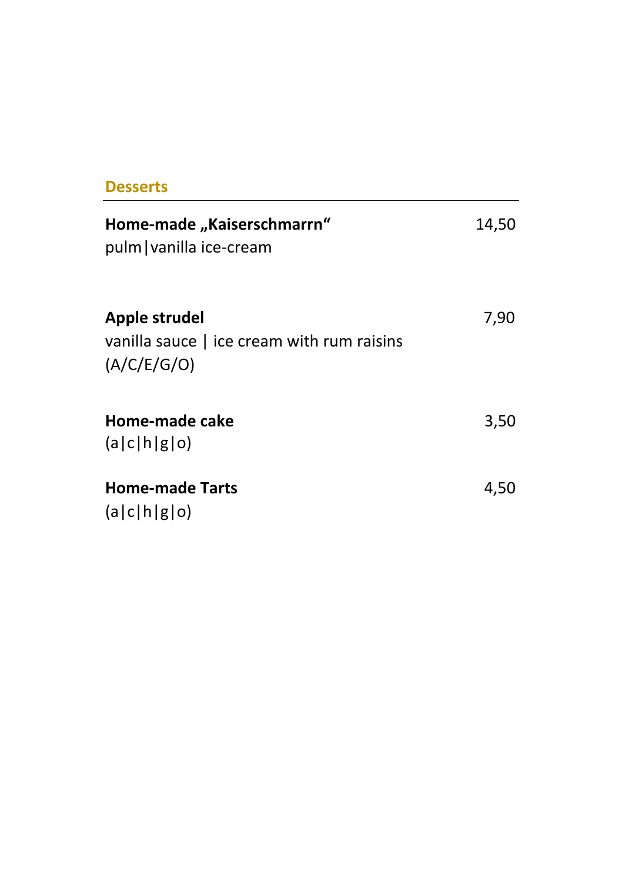## Desserts

---

**Home-made „Kaiserschmarrn“** 14,50
pulm|vanilla ice-cream

**Apple strudel** 7,90
vanilla sauce | ice cream with rum raisins
(A/C/E/G/O)

**Home-made cake** 3,50
(a|c|h|g|o)

**Home-made Tarts** 4,50
(a|c|h|g|o)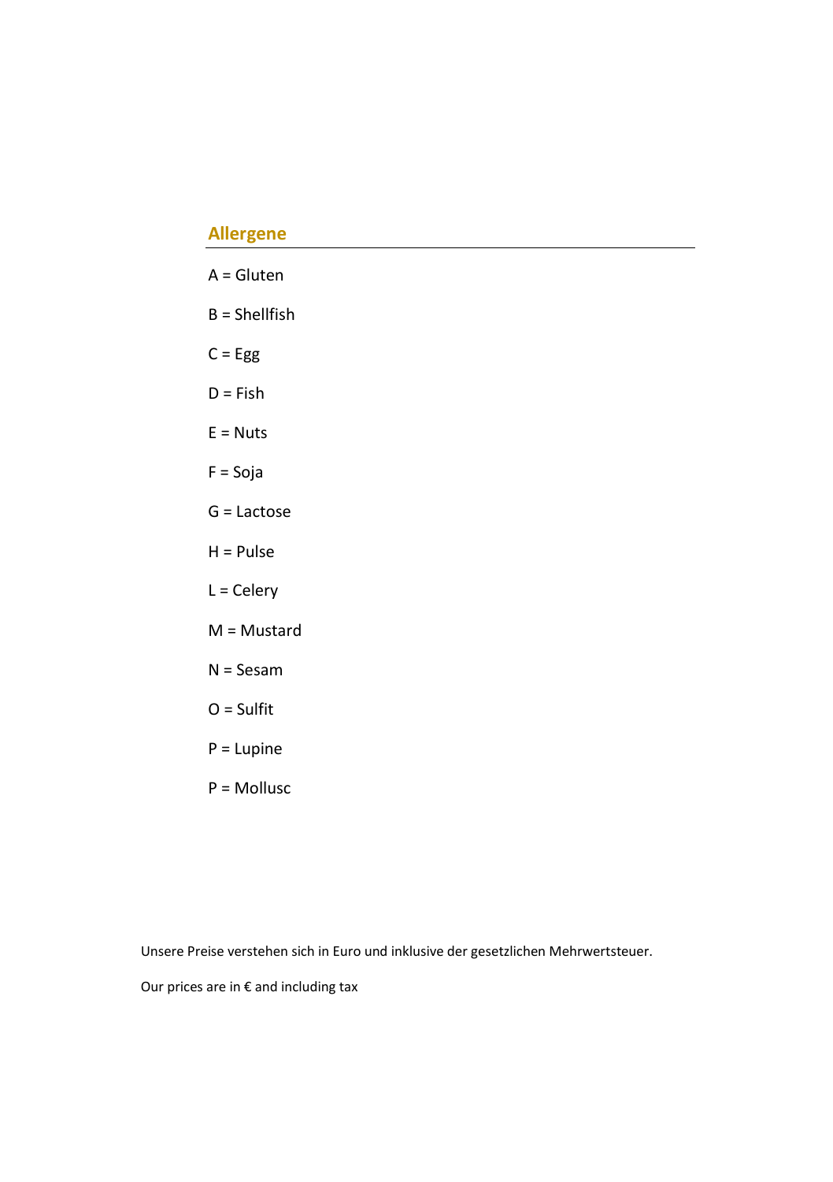## Allergene

A = Gluten

B = Shellfish

C = Egg

D = Fish

E = Nuts

F = Soja

G = Lactose

H = Pulse

L = Celery

M = Mustard

N = Sesam

O = Sulfit

P = Lupine

P = Mollusc

Unsere Preise verstehen sich in Euro und inklusive der gesetzlichen Mehrwertsteuer.

Our prices are in € and including tax